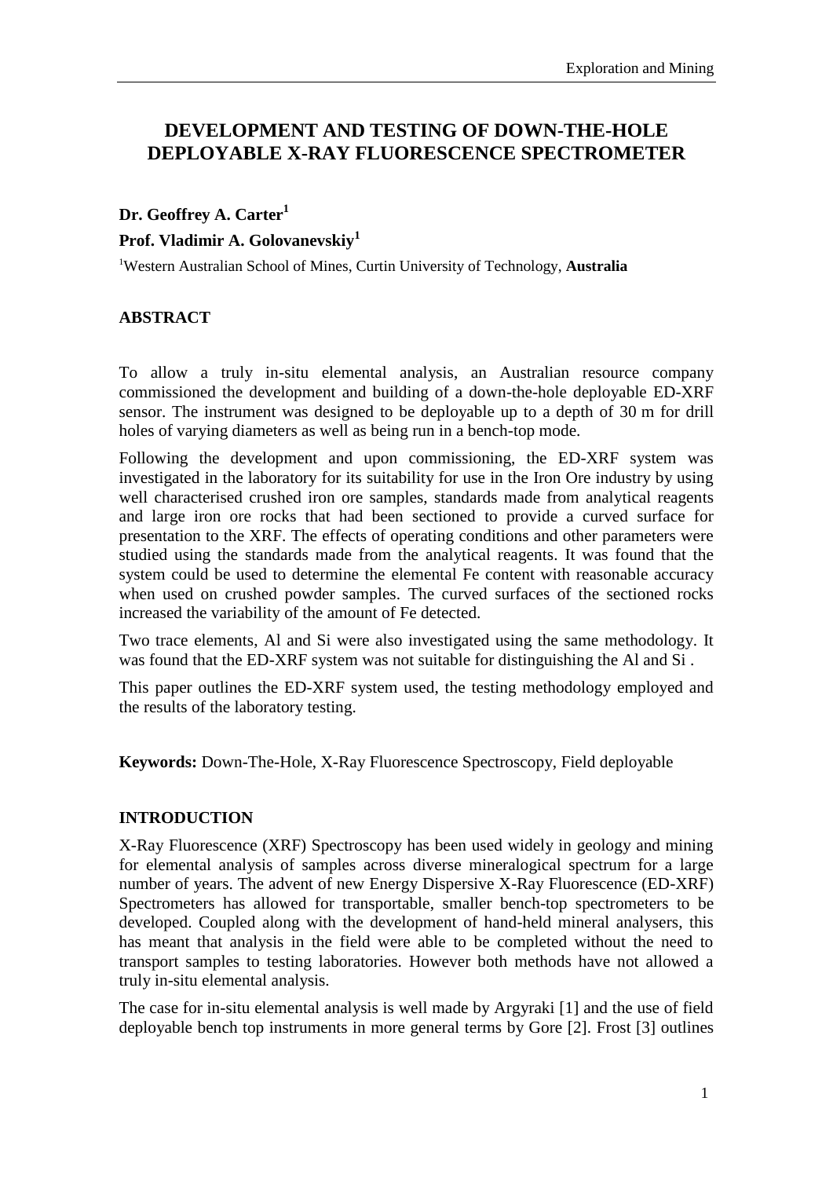# DEVELOPMENT AND TESTING OF DOWN-THE-HOLE DEPLOYABLE X-RAY FLUORESCENCE SPECTROMETER

**Dr. Geoffrey A. Carter**[1]

**Prof. Vladimir A. Golovanevskiy**[1]

[1]Western Australian School of Mines, Curtin University of Technology, **Australia**

## ABSTRACT

To allow a truly in-situ elemental analysis, an Australian resource company commissioned the development and building of a down-the-hole deployable ED-XRF sensor. The instrument was designed to be deployable up to a depth of 30 m for drill holes of varying diameters as well as being run in a bench-top mode.

Following the development and upon commissioning, the ED-XRF system was investigated in the laboratory for its suitability for use in the Iron Ore industry by using well characterised crushed iron ore samples, standards made from analytical reagents and large iron ore rocks that had been sectioned to provide a curved surface for presentation to the XRF. The effects of operating conditions and other parameters were studied using the standards made from the analytical reagents. It was found that the system could be used to determine the elemental Fe content with reasonable accuracy when used on crushed powder samples. The curved surfaces of the sectioned rocks increased the variability of the amount of Fe detected.

Two trace elements, Al and Si were also investigated using the same methodology. It was found that the ED-XRF system was not suitable for distinguishing the Al and Si .

This paper outlines the ED-XRF system used, the testing methodology employed and the results of the laboratory testing.

**Keywords:** Down-The-Hole, X-Ray Fluorescence Spectroscopy, Field deployable

## INTRODUCTION

X-Ray Fluorescence (XRF) Spectroscopy has been used widely in geology and mining for elemental analysis of samples across diverse mineralogical spectrum for a large number of years. The advent of new Energy Dispersive X-Ray Fluorescence (ED-XRF) Spectrometers has allowed for transportable, smaller bench-top spectrometers to be developed. Coupled along with the development of hand-held mineral analysers, this has meant that analysis in the field were able to be completed without the need to transport samples to testing laboratories. However both methods have not allowed a truly in-situ elemental analysis.

The case for in-situ elemental analysis is well made by Argyraki [1] and the use of field deployable bench top instruments in more general terms by Gore [2]. Frost [3] outlines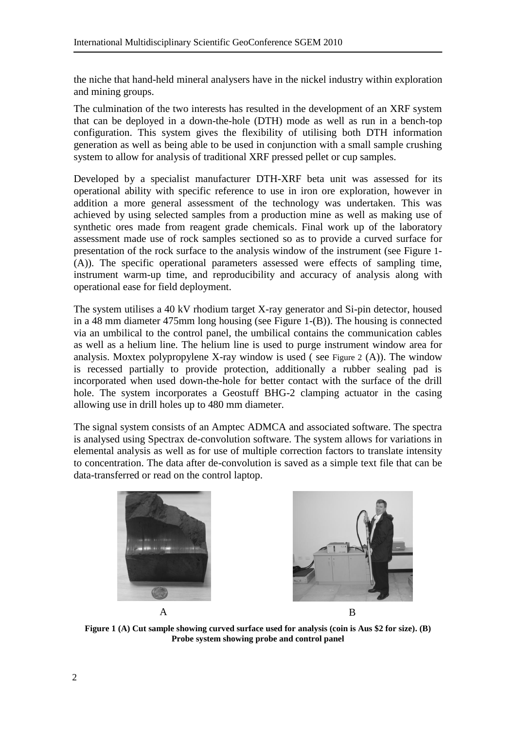the niche that hand-held mineral analysers have in the nickel industry within exploration and mining groups.

The culmination of the two interests has resulted in the development of an XRF system that can be deployed in a down-the-hole (DTH) mode as well as run in a bench-top configuration. This system gives the flexibility of utilising both DTH information generation as well as being able to be used in conjunction with a small sample crushing system to allow for analysis of traditional XRF pressed pellet or cup samples.

Developed by a specialist manufacturer DTH-XRF beta unit was assessed for its operational ability with specific reference to use in iron ore exploration, however in addition a more general assessment of the technology was undertaken. This was achieved by using selected samples from a production mine as well as making use of synthetic ores made from reagent grade chemicals. Final work up of the laboratory assessment made use of rock samples sectioned so as to provide a curved surface for presentation of the rock surface to the analysis window of the instrument (see Figure 1-(A)). The specific operational parameters assessed were effects of sampling time, instrument warm-up time, and reproducibility and accuracy of analysis along with operational ease for field deployment.

The system utilises a 40 kV rhodium target X-ray generator and Si-pin detector, housed in a 48 mm diameter 475mm long housing (see Figure 1-(B)). The housing is connected via an umbilical to the control panel, the umbilical contains the communication cables as well as a helium line. The helium line is used to purge instrument window area for analysis. Moxtex polypropylene X-ray window is used ( see Figure 2 (A)). The window is recessed partially to provide protection, additionally a rubber sealing pad is incorporated when used down-the-hole for better contact with the surface of the drill hole. The system incorporates a Geostuff BHG-2 clamping actuator in the casing allowing use in drill holes up to 480 mm diameter.

The signal system consists of an Amptec ADMCA and associated software. The spectra is analysed using Spectrax de-convolution software. The system allows for variations in elemental analysis as well as for use of multiple correction factors to translate intensity to concentration. The data after de-convolution is saved as a simple text file that can be data-transferred or read on the control laptop.

A B

**Figure 1 (A) Cut sample showing curved surface used for analysis (coin is Aus $2 for size). (B) Probe system showing probe and control panel**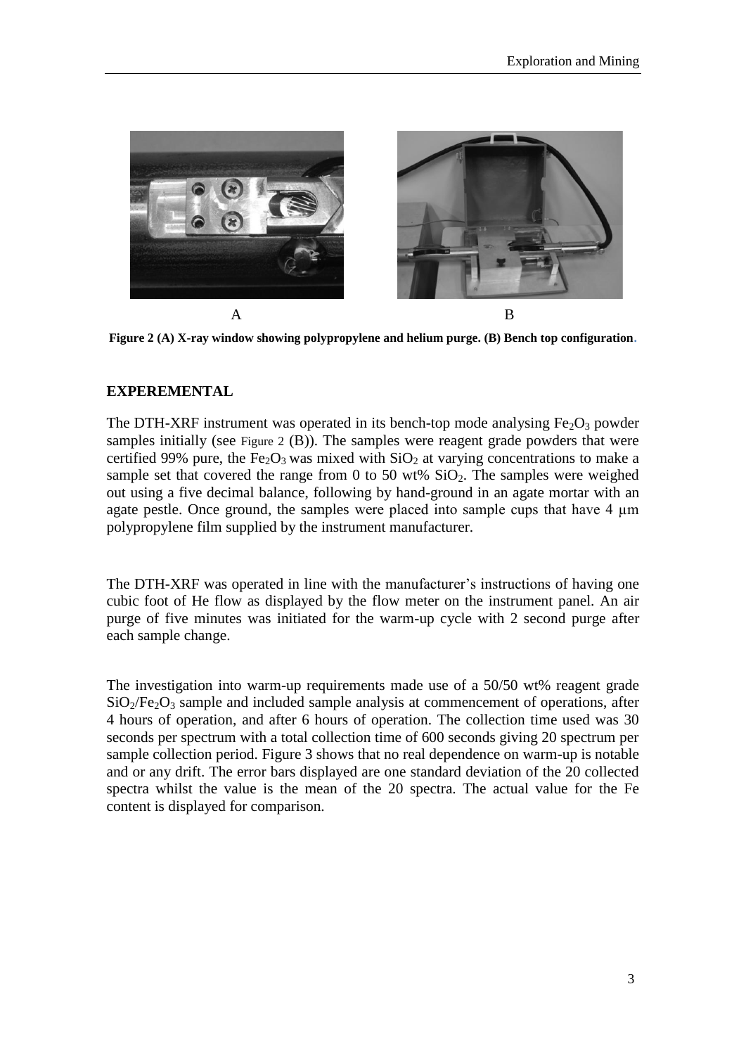A B

**Figure 2 (A) X-ray window showing polypropylene and helium purge. (B) Bench top configuration.**

## EXPEREMENTAL

The DTH-XRF instrument was operated in its bench-top mode analysing $Fe_2O_3$ powder samples initially (see Figure 2 (B)). The samples were reagent grade powders that were certified 99% pure, the $Fe_2O_3$ was mixed with $SiO_2$ at varying concentrations to make a sample set that covered the range from 0 to 50 wt% $SiO_2$. The samples were weighed out using a five decimal balance, following by hand-ground in an agate mortar with an agate pestle. Once ground, the samples were placed into sample cups that have 4 μm polypropylene film supplied by the instrument manufacturer.

The DTH-XRF was operated in line with the manufacturer's instructions of having one cubic foot of He flow as displayed by the flow meter on the instrument panel. An air purge of five minutes was initiated for the warm-up cycle with 2 second purge after each sample change.

The investigation into warm-up requirements made use of a 50/50 wt% reagent grade $SiO_2/Fe_2O_3$ sample and included sample analysis at commencement of operations, after 4 hours of operation, and after 6 hours of operation. The collection time used was 30 seconds per spectrum with a total collection time of 600 seconds giving 20 spectrum per sample collection period. Figure 3 shows that no real dependence on warm-up is notable and or any drift. The error bars displayed are one standard deviation of the 20 collected spectra whilst the value is the mean of the 20 spectra. The actual value for the Fe content is displayed for comparison.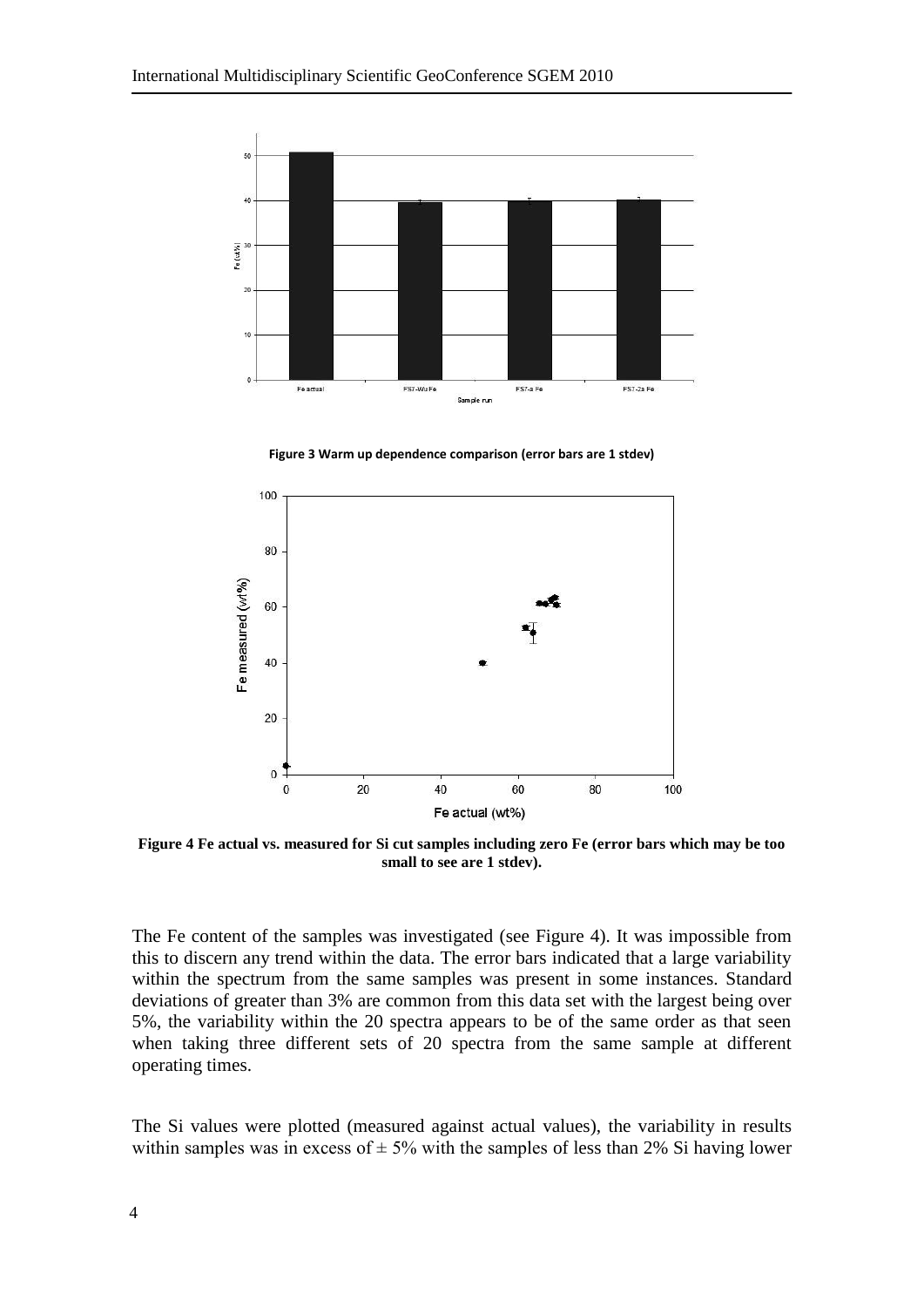**Figure 3 Warm up dependence comparison (error bars are 1 stdev)**

**Figure 4 Fe actual vs. measured for Si cut samples including zero Fe (error bars which may be too small to see are 1 stdev).**

The Fe content of the samples was investigated (see Figure 4). It was impossible from this to discern any trend within the data. The error bars indicated that a large variability within the spectrum from the same samples was present in some instances. Standard deviations of greater than 3% are common from this data set with the largest being over 5%, the variability within the 20 spectra appears to be of the same order as that seen when taking three different sets of 20 spectra from the same sample at different operating times.

The Si values were plotted (measured against actual values), the variability in results within samples was in excess of $\pm$ 5% with the samples of less than 2% Si having lower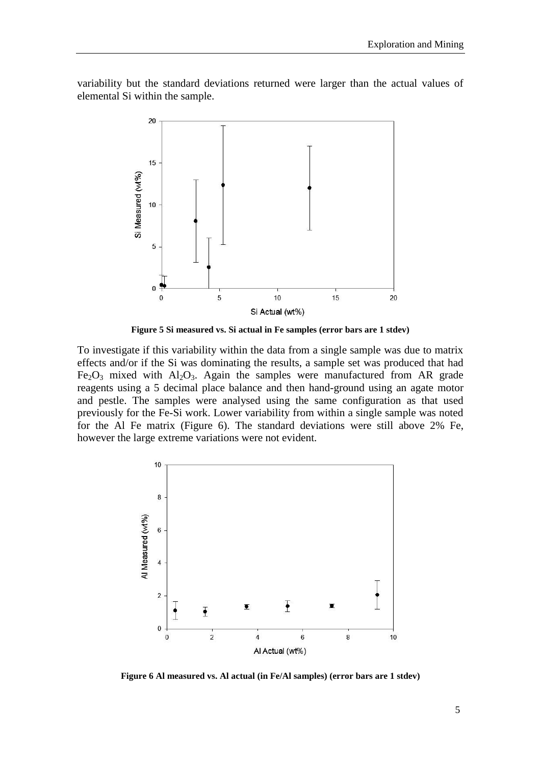variability but the standard deviations returned were larger than the actual values of elemental Si within the sample.

**Figure 5 Si measured vs. Si actual in Fe samples (error bars are 1 stdev)**

To investigate if this variability within the data from a single sample was due to matrix effects and/or if the Si was dominating the results, a sample set was produced that had $Fe_2O_3$ mixed with $Al_2O_3$. Again the samples were manufactured from AR grade reagents using a 5 decimal place balance and then hand-ground using an agate motor and pestle. The samples were analysed using the same configuration as that used previously for the Fe-Si work. Lower variability from within a single sample was noted for the Al Fe matrix (Figure 6). The standard deviations were still above 2% Fe, however the large extreme variations were not evident.

**Figure 6 Al measured vs. Al actual (in Fe/Al samples) (error bars are 1 stdev)**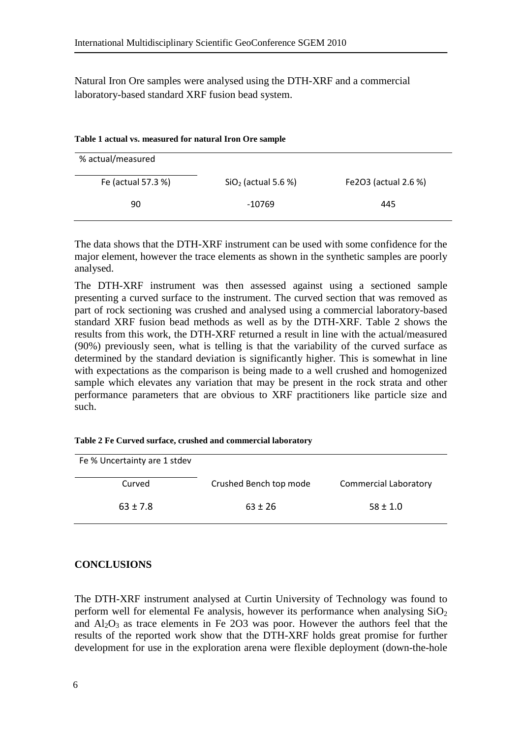Natural Iron Ore samples were analysed using the DTH-XRF and a commercial laboratory-based standard XRF fusion bead system.

**Table 1 actual vs. measured for natural Iron Ore sample**

| % actual/measured | | |
|---|---|---|
| Fe (actual 57.3 %) | $SiO_2$ (actual 5.6 %) | Fe2O3 (actual 2.6 %) |
| 90 | -10769 | 445 |

The data shows that the DTH-XRF instrument can be used with some confidence for the major element, however the trace elements as shown in the synthetic samples are poorly analysed.

The DTH-XRF instrument was then assessed against using a sectioned sample presenting a curved surface to the instrument. The curved section that was removed as part of rock sectioning was crushed and analysed using a commercial laboratory-based standard XRF fusion bead methods as well as by the DTH-XRF. Table 2 shows the results from this work, the DTH-XRF returned a result in line with the actual/measured (90%) previously seen, what is telling is that the variability of the curved surface as determined by the standard deviation is significantly higher. This is somewhat in line with expectations as the comparison is being made to a well crushed and homogenized sample which elevates any variation that may be present in the rock strata and other performance parameters that are obvious to XRF practitioners like particle size and such.

**Table 2 Fe Curved surface, crushed and commercial laboratory**

| Fe % Uncertainty are 1 stdev | | |
|---|---|---|
| Curved | Crushed Bench top mode | Commercial Laboratory |
| 63 ± 7.8 | 63 ± 26 | 58 ± 1.0 |

## CONCLUSIONS

The DTH-XRF instrument analysed at Curtin University of Technology was found to perform well for elemental Fe analysis, however its performance when analysing $SiO_2$ and $Al_2O_3$ as trace elements in Fe 2O3 was poor. However the authors feel that the results of the reported work show that the DTH-XRF holds great promise for further development for use in the exploration arena were flexible deployment (down-the-hole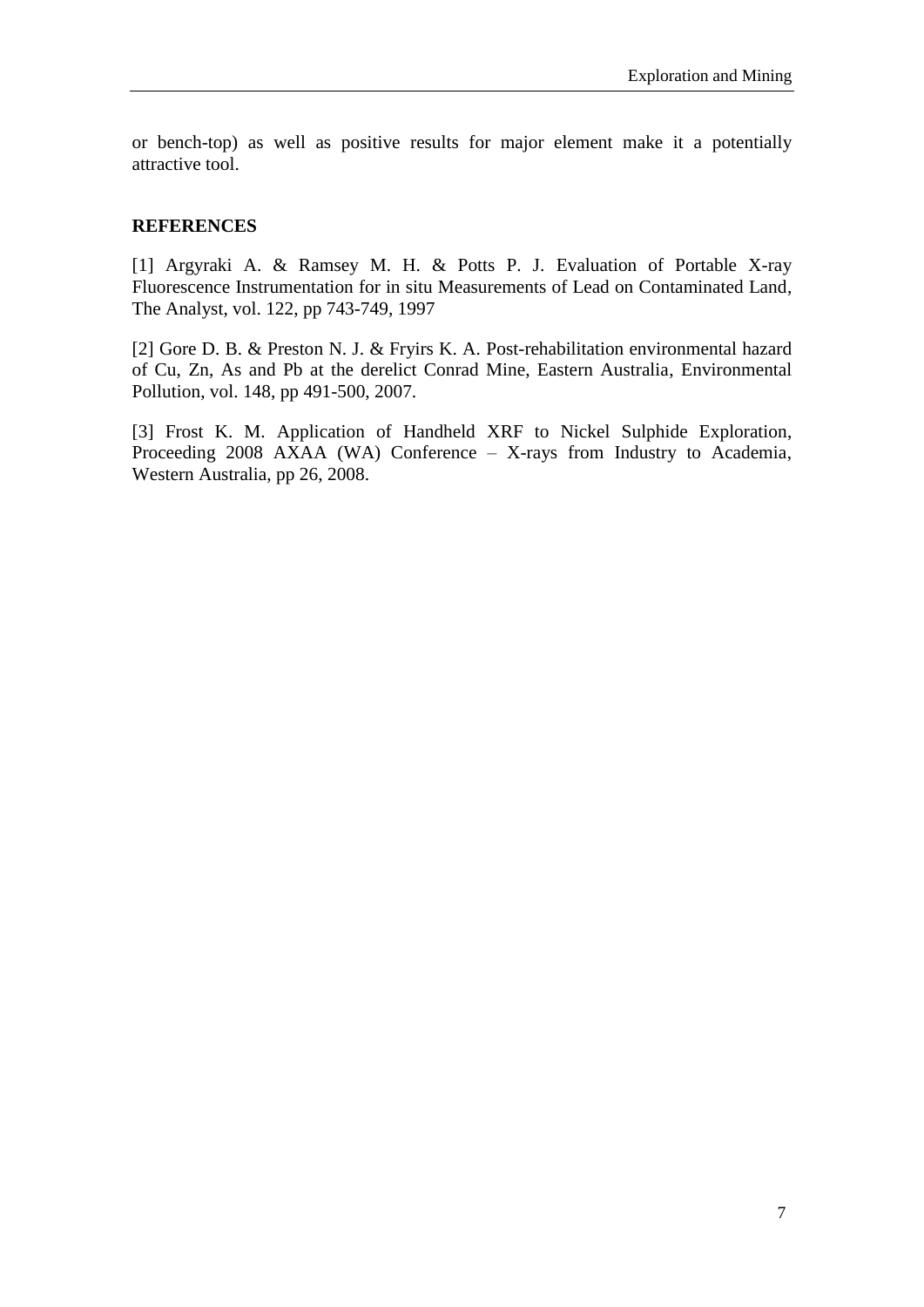or bench-top) as well as positive results for major element make it a potentially attractive tool.

## REFERENCES

[1] Argyraki A. & Ramsey M. H. & Potts P. J. Evaluation of Portable X-ray Fluorescence Instrumentation for in situ Measurements of Lead on Contaminated Land, The Analyst, vol. 122, pp 743-749, 1997

[2] Gore D. B. & Preston N. J. & Fryirs K. A. Post-rehabilitation environmental hazard of Cu, Zn, As and Pb at the derelict Conrad Mine, Eastern Australia, Environmental Pollution, vol. 148, pp 491-500, 2007.

[3] Frost K. M. Application of Handheld XRF to Nickel Sulphide Exploration, Proceeding 2008 AXAA (WA) Conference – X-rays from Industry to Academia, Western Australia, pp 26, 2008.